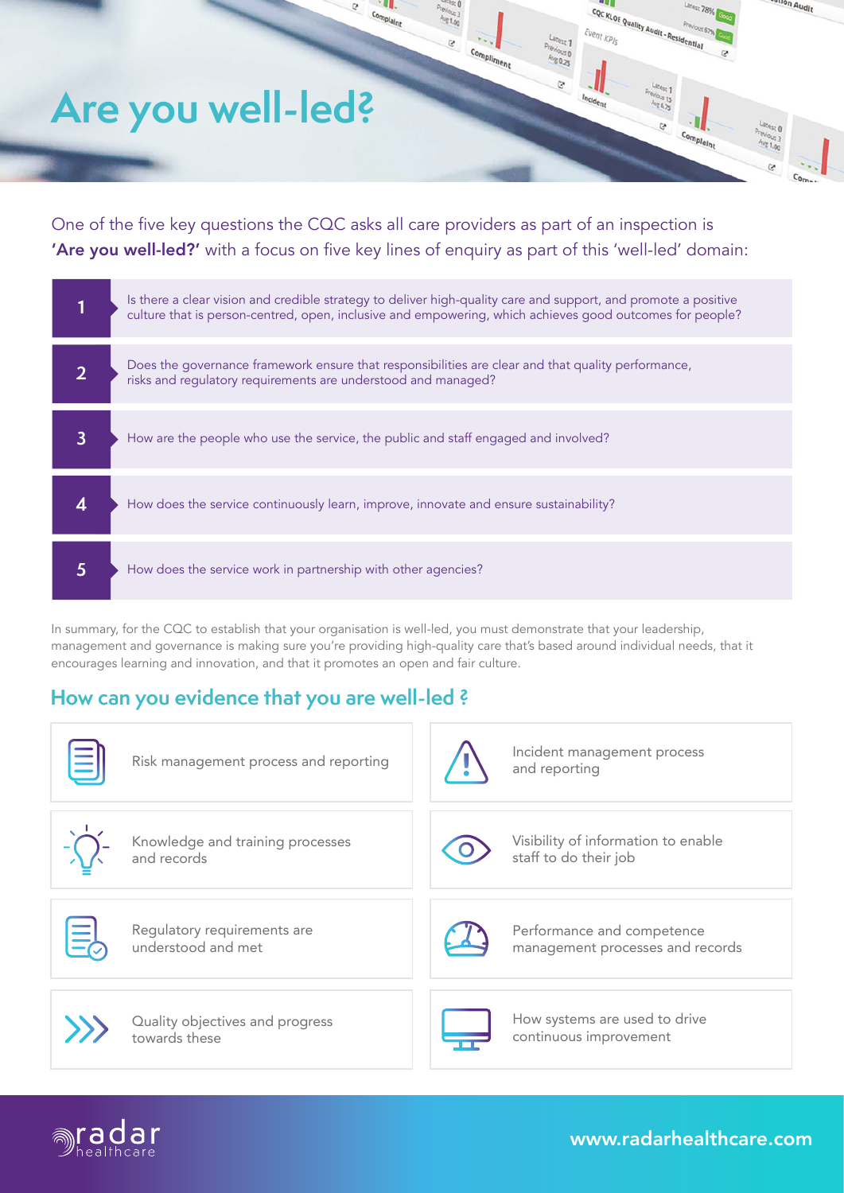# Are you well-led?

One of the five key questions the CQC asks all care providers as part of an inspection is **'Are you well-led?'** with a focus on five key lines of enquiry as part of this 'well-led' domain:

1. Is there a clear vision and credible strategy to deliver high-quality care and support, and promote a positive culture that is person-centred, open, inclusive and empowering, which achieves good outcomes for people?
2. Does the governance framework ensure that responsibilities are clear and that quality performance, risks and regulatory requirements are understood and managed?
3. How are the people who use the service, the public and staff engaged and involved?
4. How does the service continuously learn, improve, innovate and ensure sustainability?
5. How does the service work in partnership with other agencies?

In summary, for the CQC to establish that your organisation is well-led, you must demonstrate that your leadership, management and governance is making sure you're providing high-quality care that's based around individual needs, that it encourages learning and innovation, and that it promotes an open and fair culture.

## How can you evidence that you are well-led ?

- Risk management process and reporting
- Incident management process and reporting
- Knowledge and training processes and records
- Visibility of information to enable staff to do their job
- Regulatory requirements are understood and met
- Performance and competence management processes and records
- Quality objectives and progress towards these
- How systems are used to drive continuous improvement

radar healthcare

www.radarhealthcare.com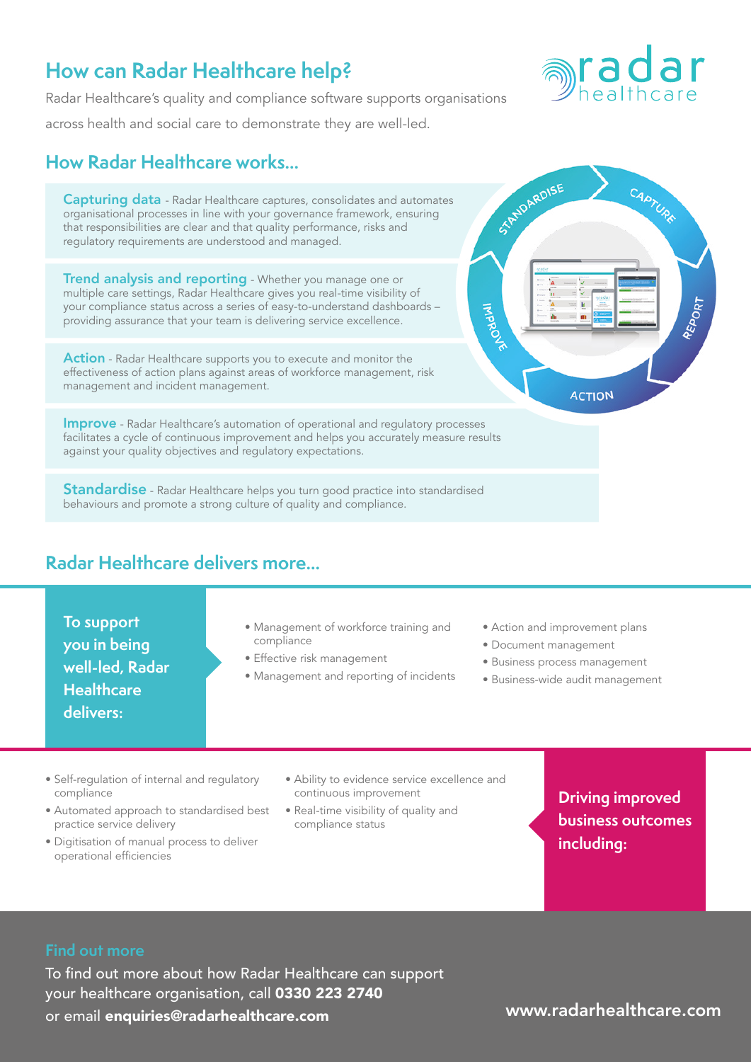# How can Radar Healthcare help?

Radar Healthcare's quality and compliance software supports organisations across health and social care to demonstrate they are well-led.

## How Radar Healthcare works...

**Capturing data** - Radar Healthcare captures, consolidates and automates organisational processes in line with your governance framework, ensuring that responsibilities are clear and that quality performance, risks and regulatory requirements are understood and managed.

**Trend analysis and reporting** - Whether you manage one or multiple care settings, Radar Healthcare gives you real-time visibility of your compliance status across a series of easy-to-understand dashboards – providing assurance that your team is delivering service excellence.

**Action** - Radar Healthcare supports you to execute and monitor the effectiveness of action plans against areas of workforce management, risk management and incident management.

**Improve** - Radar Healthcare's automation of operational and regulatory processes facilitates a cycle of continuous improvement and helps you accurately measure results against your quality objectives and regulatory expectations.

**Standardise** - Radar Healthcare helps you turn good practice into standardised behaviours and promote a strong culture of quality and compliance.

STANDARDISE
CAPTURE
REPORT
ACTION
IMPROVE

## Radar Healthcare delivers more...

**To support you in being well-led, Radar Healthcare delivers:**

- Management of workforce training and compliance
- Effective risk management
- Management and reporting of incidents
- Action and improvement plans
- Document management
- Business process management
- Business-wide audit management

**Driving improved business outcomes including:**

- Self-regulation of internal and regulatory compliance
- Automated approach to standardised best practice service delivery
- Digitisation of manual process to deliver operational efficiencies
- Ability to evidence service excellence and continuous improvement
- Real-time visibility of quality and compliance status

### Find out more

To find out more about how Radar Healthcare can support your healthcare organisation, call **0330 223 2740** or email **enquiries@radarhealthcare.com**

**www.radarhealthcare.com**